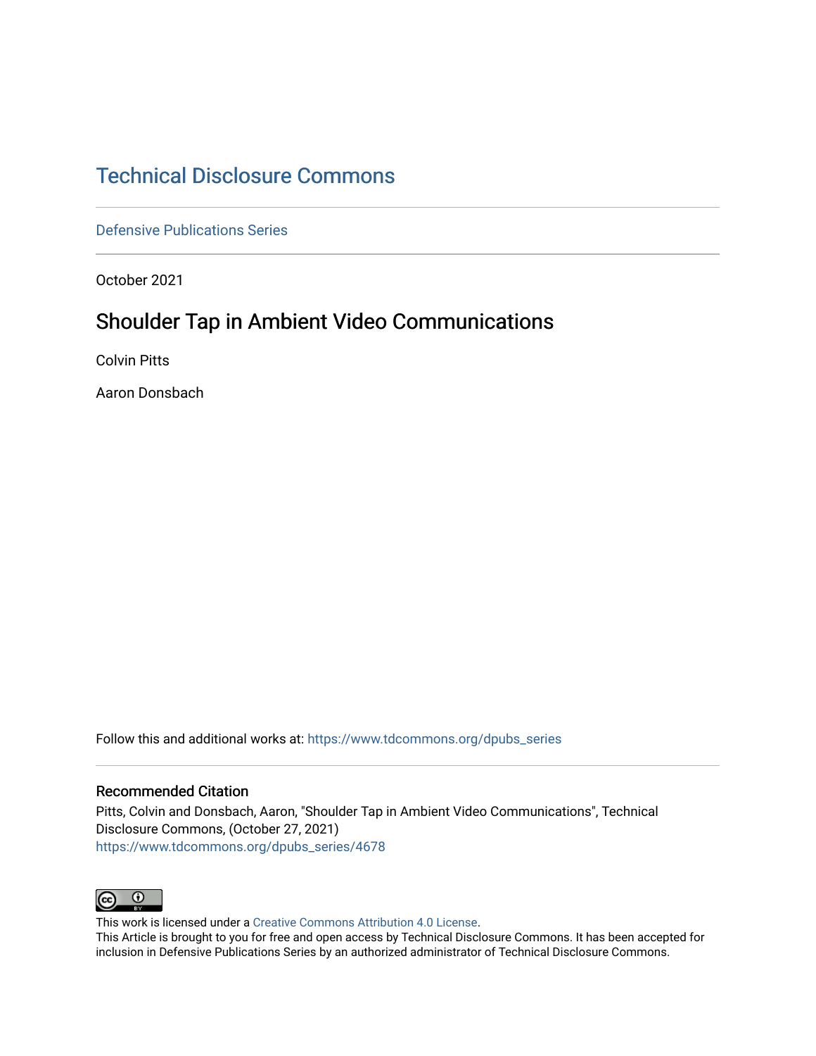# Technical Disclosure Commons

Defensive Publications Series

October 2021

## Shoulder Tap in Ambient Video Communications

Colvin Pitts

Aaron Donsbach

Follow this and additional works at: https://www.tdcommons.org/dpubs_series

### Recommended Citation

Pitts, Colvin and Donsbach, Aaron, "Shoulder Tap in Ambient Video Communications", Technical Disclosure Commons, (October 27, 2021)
https://www.tdcommons.org/dpubs_series/4678

This work is licensed under a Creative Commons Attribution 4.0 License.
This Article is brought to you for free and open access by Technical Disclosure Commons. It has been accepted for inclusion in Defensive Publications Series by an authorized administrator of Technical Disclosure Commons.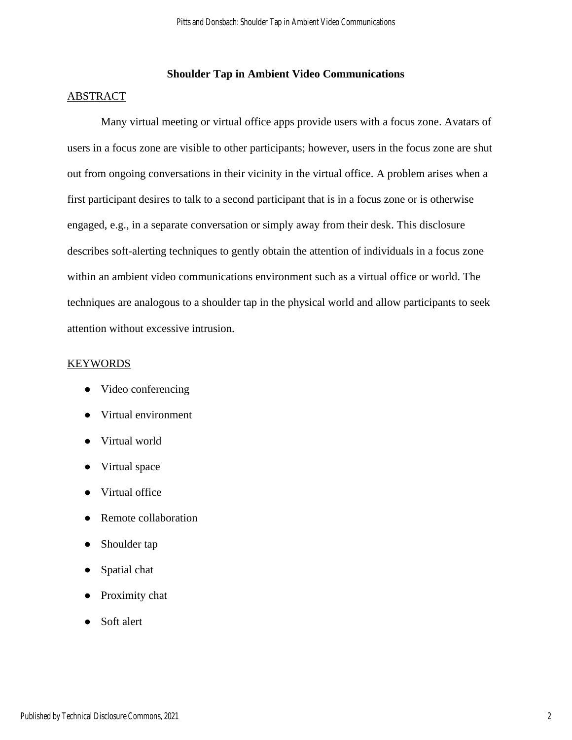# Shoulder Tap in Ambient Video Communications

## ABSTRACT

Many virtual meeting or virtual office apps provide users with a focus zone. Avatars of users in a focus zone are visible to other participants; however, users in the focus zone are shut out from ongoing conversations in their vicinity in the virtual office. A problem arises when a first participant desires to talk to a second participant that is in a focus zone or is otherwise engaged, e.g., in a separate conversation or simply away from their desk. This disclosure describes soft-alerting techniques to gently obtain the attention of individuals in a focus zone within an ambient video communications environment such as a virtual office or world. The techniques are analogous to a shoulder tap in the physical world and allow participants to seek attention without excessive intrusion.

## KEYWORDS

- Video conferencing
- Virtual environment
- Virtual world
- Virtual space
- Virtual office
- Remote collaboration
- Shoulder tap
- Spatial chat
- Proximity chat
- Soft alert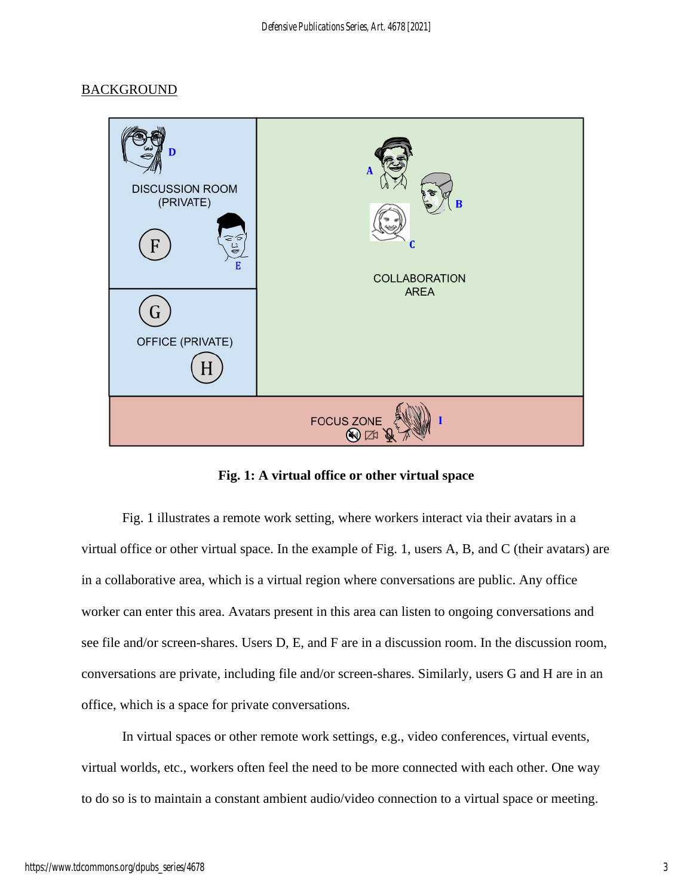## BACKGROUND

Fig. 1: A virtual office or other virtual space

Fig. 1 illustrates a remote work setting, where workers interact via their avatars in a virtual office or other virtual space. In the example of Fig. 1, users A, B, and C (their avatars) are in a collaborative area, which is a virtual region where conversations are public. Any office worker can enter this area. Avatars present in this area can listen to ongoing conversations and see file and/or screen-shares. Users D, E, and F are in a discussion room. In the discussion room, conversations are private, including file and/or screen-shares. Similarly, users G and H are in an office, which is a space for private conversations.

In virtual spaces or other remote work settings, e.g., video conferences, virtual events, virtual worlds, etc., workers often feel the need to be more connected with each other. One way to do so is to maintain a constant ambient audio/video connection to a virtual space or meeting.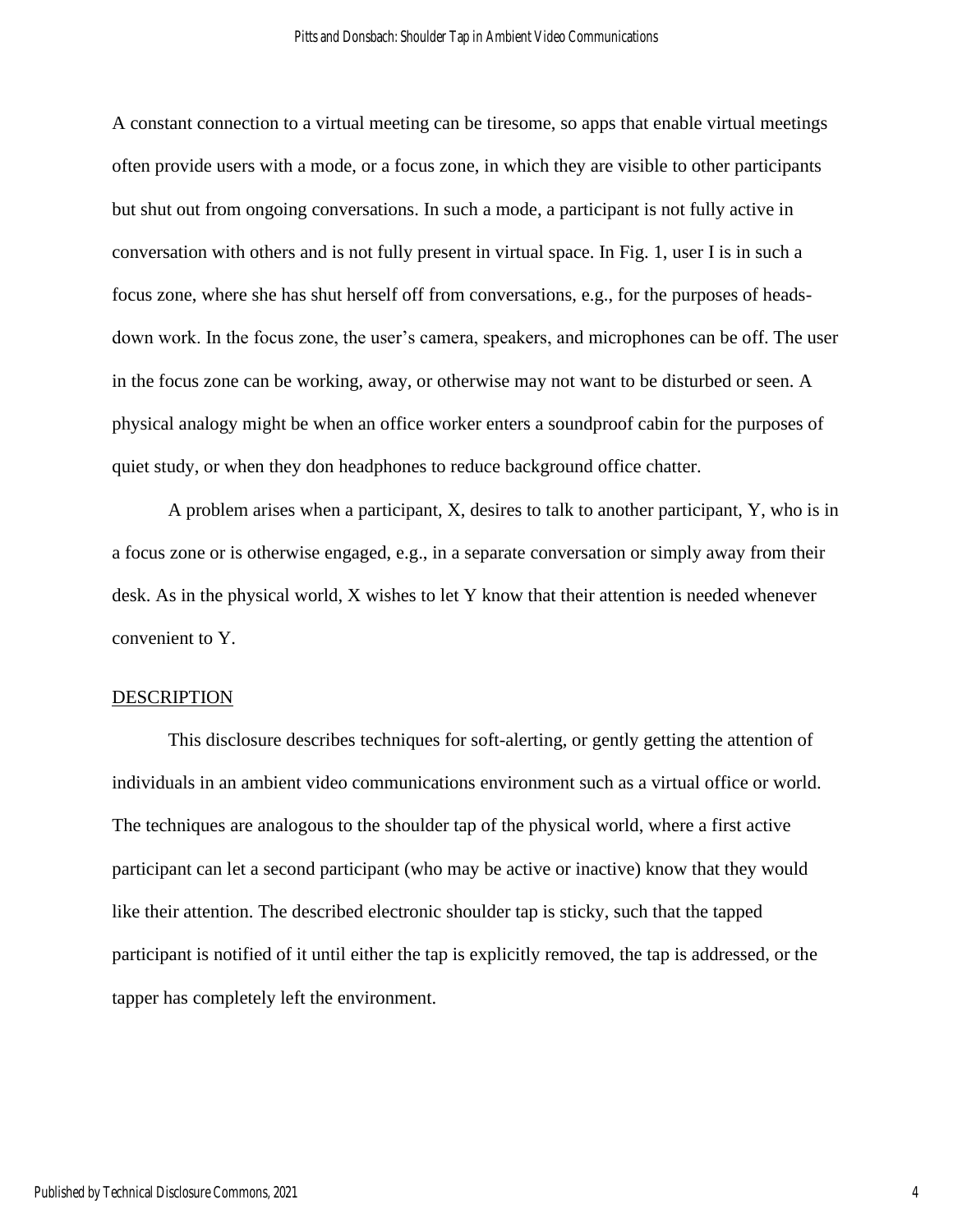A constant connection to a virtual meeting can be tiresome, so apps that enable virtual meetings often provide users with a mode, or a focus zone, in which they are visible to other participants but shut out from ongoing conversations. In such a mode, a participant is not fully active in conversation with others and is not fully present in virtual space. In Fig. 1, user I is in such a focus zone, where she has shut herself off from conversations, e.g., for the purposes of heads-down work. In the focus zone, the user's camera, speakers, and microphones can be off. The user in the focus zone can be working, away, or otherwise may not want to be disturbed or seen. A physical analogy might be when an office worker enters a soundproof cabin for the purposes of quiet study, or when they don headphones to reduce background office chatter.

A problem arises when a participant, X, desires to talk to another participant, Y, who is in a focus zone or is otherwise engaged, e.g., in a separate conversation or simply away from their desk. As in the physical world, X wishes to let Y know that their attention is needed whenever convenient to Y.

## DESCRIPTION

This disclosure describes techniques for soft-alerting, or gently getting the attention of individuals in an ambient video communications environment such as a virtual office or world. The techniques are analogous to the shoulder tap of the physical world, where a first active participant can let a second participant (who may be active or inactive) know that they would like their attention. The described electronic shoulder tap is sticky, such that the tapped participant is notified of it until either the tap is explicitly removed, the tap is addressed, or the tapper has completely left the environment.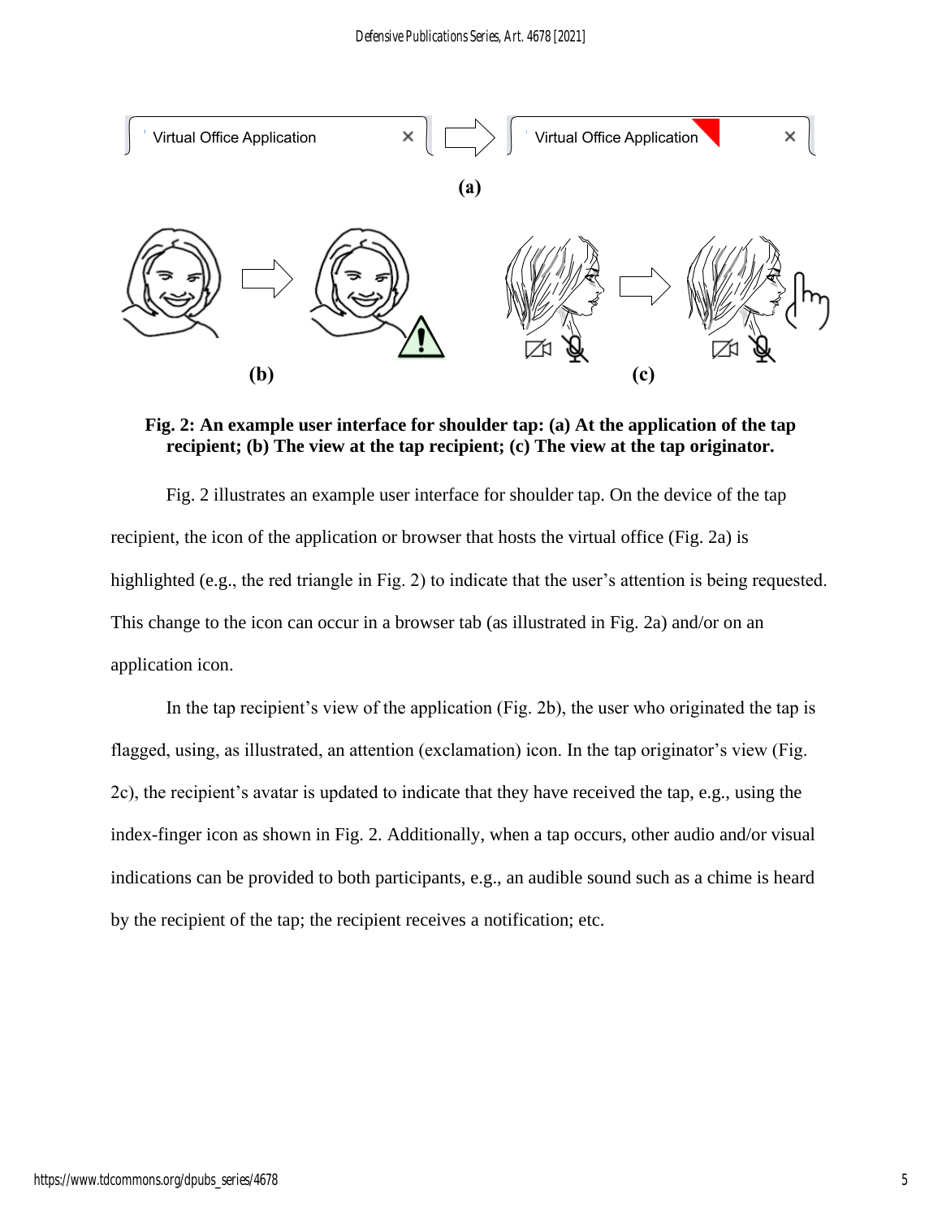**Fig. 2: An example user interface for shoulder tap: (a) At the application of the tap recipient; (b) The view at the tap recipient; (c) The view at the tap originator.**

Fig. 2 illustrates an example user interface for shoulder tap. On the device of the tap recipient, the icon of the application or browser that hosts the virtual office (Fig. 2a) is highlighted (e.g., the red triangle in Fig. 2) to indicate that the user's attention is being requested. This change to the icon can occur in a browser tab (as illustrated in Fig. 2a) and/or on an application icon.

In the tap recipient's view of the application (Fig. 2b), the user who originated the tap is flagged, using, as illustrated, an attention (exclamation) icon. In the tap originator's view (Fig. 2c), the recipient's avatar is updated to indicate that they have received the tap, e.g., using the index-finger icon as shown in Fig. 2. Additionally, when a tap occurs, other audio and/or visual indications can be provided to both participants, e.g., an audible sound such as a chime is heard by the recipient of the tap; the recipient receives a notification; etc.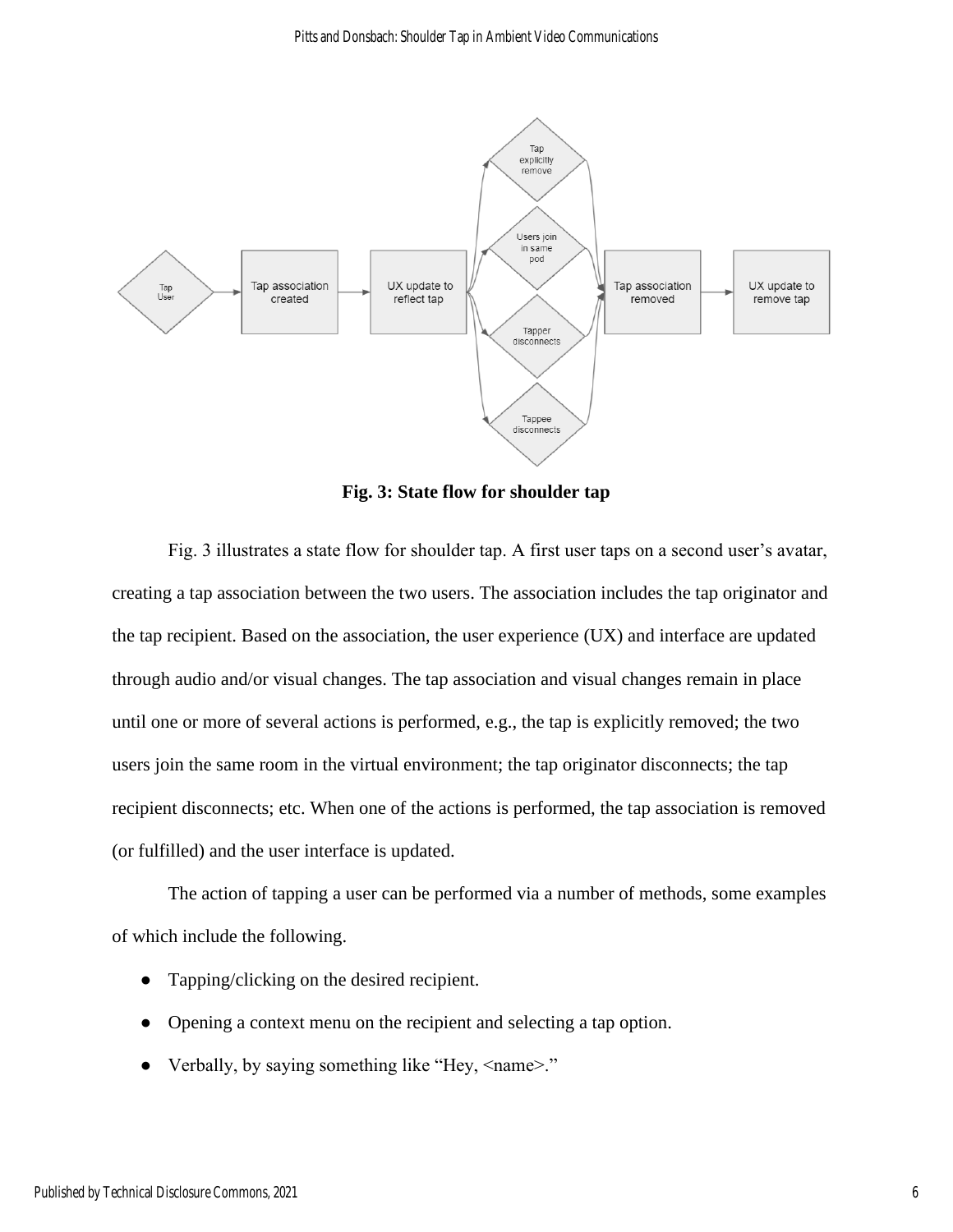**Fig. 3: State flow for shoulder tap**

Fig. 3 illustrates a state flow for shoulder tap. A first user taps on a second user's avatar, creating a tap association between the two users. The association includes the tap originator and the tap recipient. Based on the association, the user experience (UX) and interface are updated through audio and/or visual changes. The tap association and visual changes remain in place until one or more of several actions is performed, e.g., the tap is explicitly removed; the two users join the same room in the virtual environment; the tap originator disconnects; the tap recipient disconnects; etc. When one of the actions is performed, the tap association is removed (or fulfilled) and the user interface is updated.

The action of tapping a user can be performed via a number of methods, some examples of which include the following.

- Tapping/clicking on the desired recipient.
- Opening a context menu on the recipient and selecting a tap option.
- Verbally, by saying something like "Hey, <name>."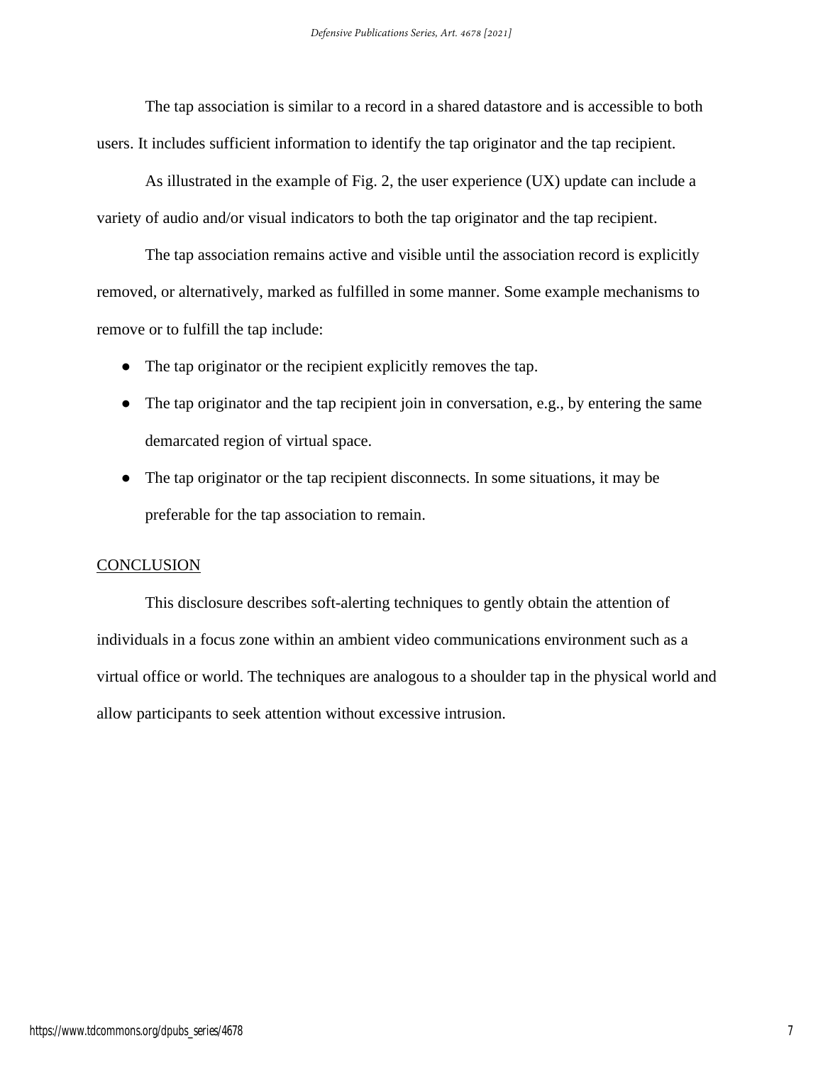The tap association is similar to a record in a shared datastore and is accessible to both users. It includes sufficient information to identify the tap originator and the tap recipient.

As illustrated in the example of Fig. 2, the user experience (UX) update can include a variety of audio and/or visual indicators to both the tap originator and the tap recipient.

The tap association remains active and visible until the association record is explicitly removed, or alternatively, marked as fulfilled in some manner. Some example mechanisms to remove or to fulfill the tap include:

- The tap originator or the recipient explicitly removes the tap.
- The tap originator and the tap recipient join in conversation, e.g., by entering the same demarcated region of virtual space.
- The tap originator or the tap recipient disconnects. In some situations, it may be preferable for the tap association to remain.

## CONCLUSION

This disclosure describes soft-alerting techniques to gently obtain the attention of individuals in a focus zone within an ambient video communications environment such as a virtual office or world. The techniques are analogous to a shoulder tap in the physical world and allow participants to seek attention without excessive intrusion.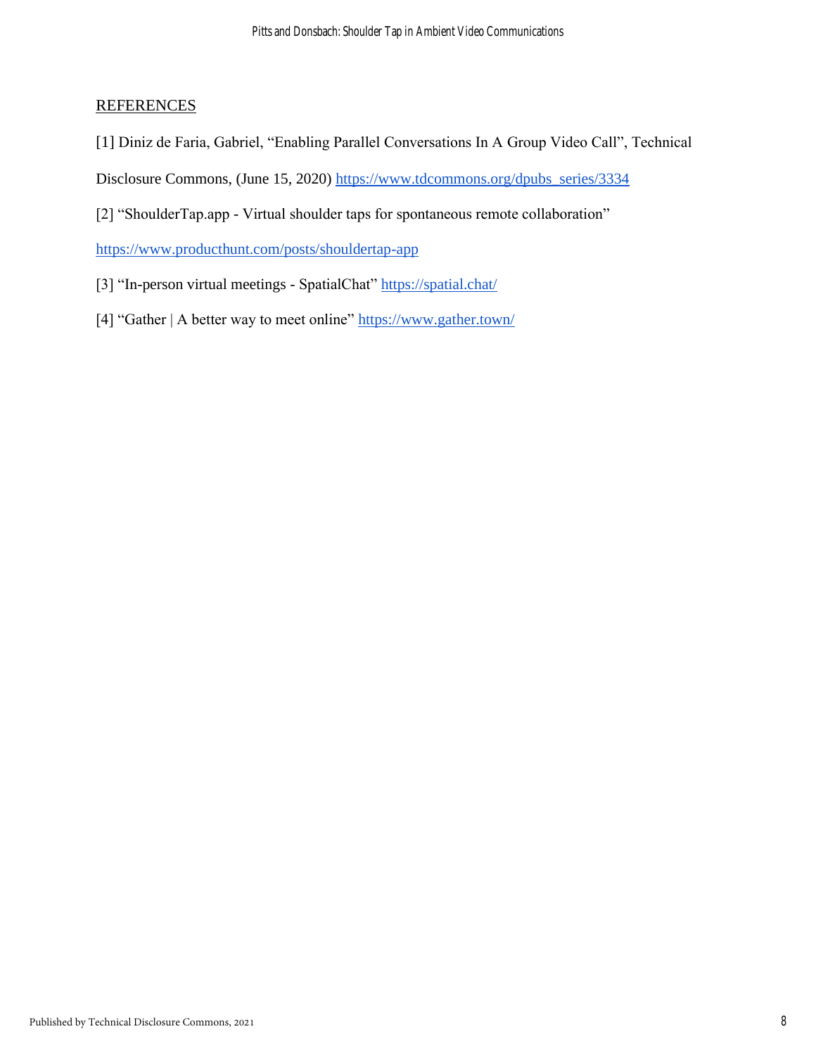## REFERENCES

[1] Diniz de Faria, Gabriel, "Enabling Parallel Conversations In A Group Video Call", Technical Disclosure Commons, (June 15, 2020) https://www.tdcommons.org/dpubs_series/3334

[2] "ShoulderTap.app - Virtual shoulder taps for spontaneous remote collaboration" https://www.producthunt.com/posts/shouldertap-app

[3] "In-person virtual meetings - SpatialChat" https://spatial.chat/

[4] "Gather | A better way to meet online" https://www.gather.town/